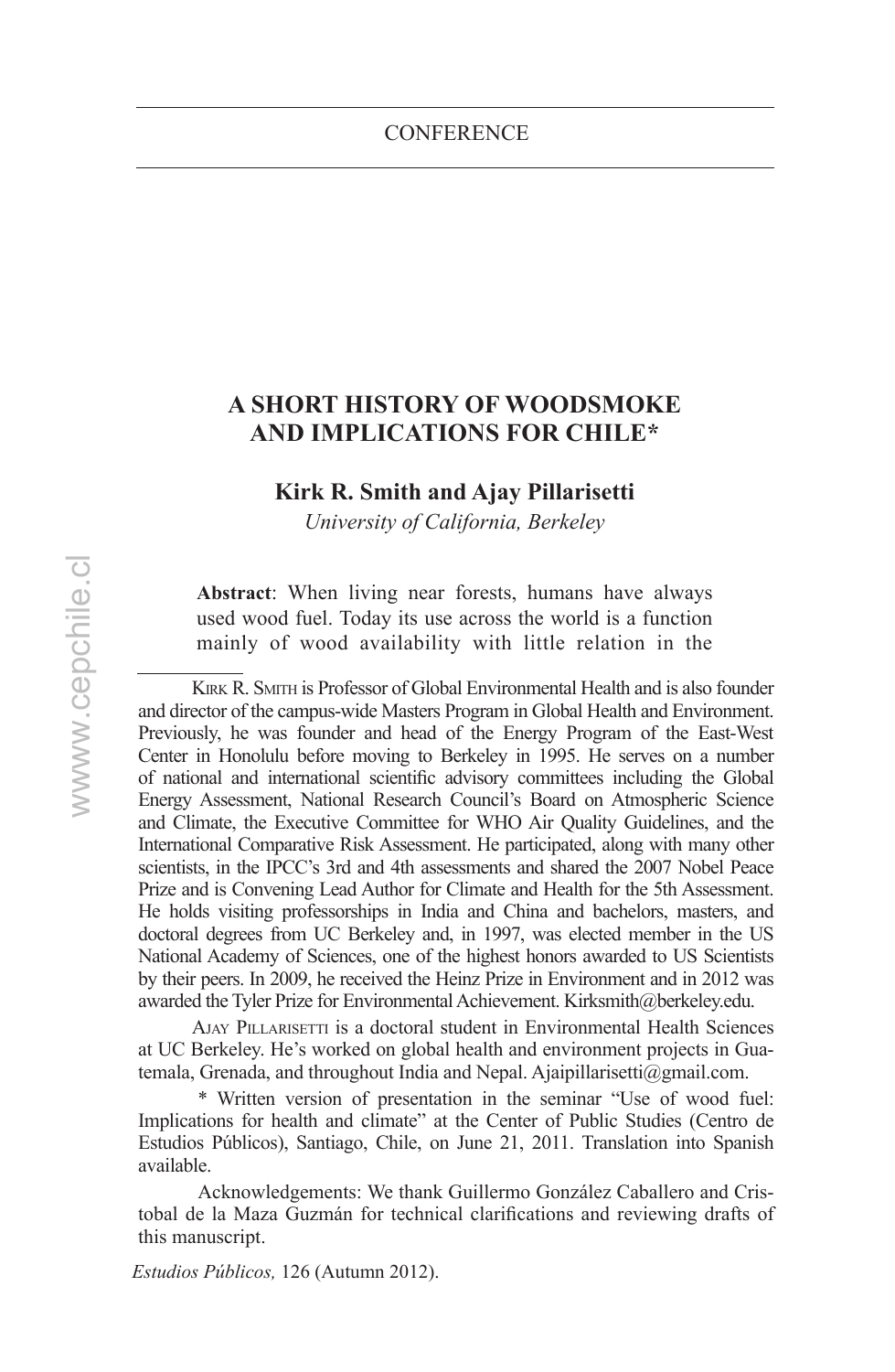CONFERENCE

# A SHORT HISTORY OF WOODSMOKE AND IMPLICATIONS FOR CHILE*

**Kirk R. Smith and Ajay Pillarisetti**

*University of California, Berkeley*

**Abstract**: When living near forests, humans have always used wood fuel. Today its use across the world is a function mainly of wood availability with little relation in the

---

Kirk R. Smith is Professor of Global Environmental Health and is also founder and director of the campus-wide Masters Program in Global Health and Environment. Previously, he was founder and head of the Energy Program of the East-West Center in Honolulu before moving to Berkeley in 1995. He serves on a number of national and international scientific advisory committees including the Global Energy Assessment, National Research Council's Board on Atmospheric Science and Climate, the Executive Committee for WHO Air Quality Guidelines, and the International Comparative Risk Assessment. He participated, along with many other scientists, in the IPCC's 3rd and 4th assessments and shared the 2007 Nobel Peace Prize and is Convening Lead Author for Climate and Health for the 5th Assessment. He holds visiting professorships in India and China and bachelors, masters, and doctoral degrees from UC Berkeley and, in 1997, was elected member in the US National Academy of Sciences, one of the highest honors awarded to US Scientists by their peers. In 2009, he received the Heinz Prize in Environment and in 2012 was awarded the Tyler Prize for Environmental Achievement. Kirksmith@berkeley.edu.

Ajay Pillarisetti is a doctoral student in Environmental Health Sciences at UC Berkeley. He's worked on global health and environment projects in Guatemala, Grenada, and throughout India and Nepal. Ajaipillarisetti@gmail.com.

\* Written version of presentation in the seminar "Use of wood fuel: Implications for health and climate" at the Center of Public Studies (Centro de Estudios Públicos), Santiago, Chile, on June 21, 2011. Translation into Spanish available.

Acknowledgements: We thank Guillermo González Caballero and Cristobal de la Maza Guzmán for technical clarifications and reviewing drafts of this manuscript.

*Estudios Públicos,* 126 (Autumn 2012).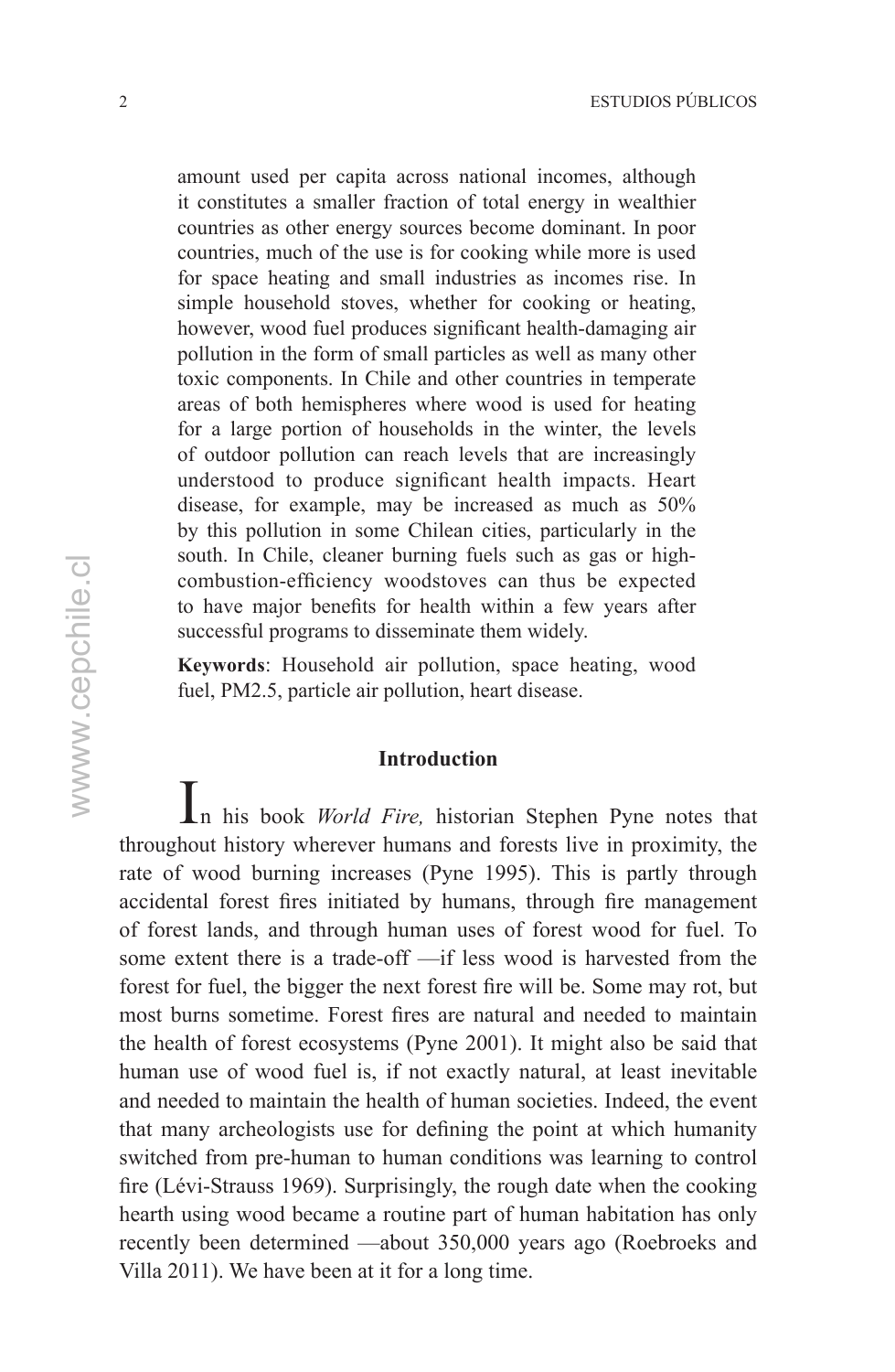amount used per capita across national incomes, although it constitutes a smaller fraction of total energy in wealthier countries as other energy sources become dominant. In poor countries, much of the use is for cooking while more is used for space heating and small industries as incomes rise. In simple household stoves, whether for cooking or heating, however, wood fuel produces significant health-damaging air pollution in the form of small particles as well as many other toxic components. In Chile and other countries in temperate areas of both hemispheres where wood is used for heating for a large portion of households in the winter, the levels of outdoor pollution can reach levels that are increasingly understood to produce significant health impacts. Heart disease, for example, may be increased as much as 50% by this pollution in some Chilean cities, particularly in the south. In Chile, cleaner burning fuels such as gas or high-combustion-efficiency woodstoves can thus be expected to have major benefits for health within a few years after successful programs to disseminate them widely.

**Keywords**: Household air pollution, space heating, wood fuel, PM2.5, particle air pollution, heart disease.

## Introduction

In his book *World Fire,* historian Stephen Pyne notes that throughout history wherever humans and forests live in proximity, the rate of wood burning increases (Pyne 1995). This is partly through accidental forest fires initiated by humans, through fire management of forest lands, and through human uses of forest wood for fuel. To some extent there is a trade-off —if less wood is harvested from the forest for fuel, the bigger the next forest fire will be. Some may rot, but most burns sometime. Forest fires are natural and needed to maintain the health of forest ecosystems (Pyne 2001). It might also be said that human use of wood fuel is, if not exactly natural, at least inevitable and needed to maintain the health of human societies. Indeed, the event that many archeologists use for defining the point at which humanity switched from pre-human to human conditions was learning to control fire (Lévi-Strauss 1969). Surprisingly, the rough date when the cooking hearth using wood became a routine part of human habitation has only recently been determined —about 350,000 years ago (Roebroeks and Villa 2011). We have been at it for a long time.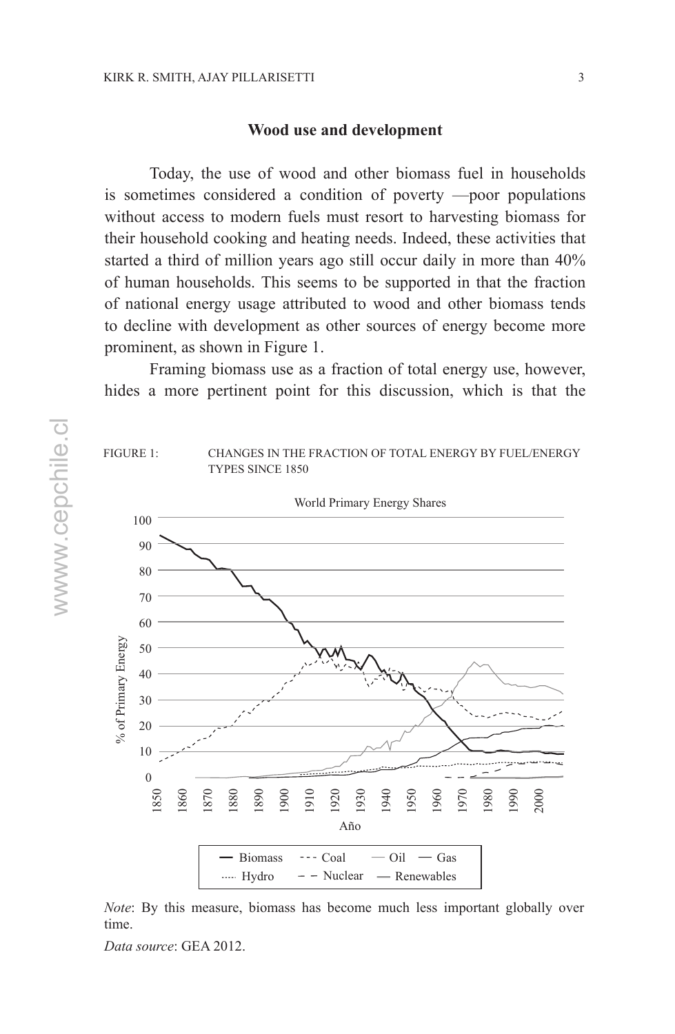### Wood use and development

Today, the use of wood and other biomass fuel in households is sometimes considered a condition of poverty —poor populations without access to modern fuels must resort to harvesting biomass for their household cooking and heating needs. Indeed, these activities that started a third of million years ago still occur daily in more than 40% of human households. This seems to be supported in that the fraction of national energy usage attributed to wood and other biomass tends to decline with development as other sources of energy become more prominent, as shown in Figure 1.

Framing biomass use as a fraction of total energy use, however, hides a more pertinent point for this discussion, which is that the

FIGURE 1: CHANGES IN THE FRACTION OF TOTAL ENERGY BY FUEL/ENERGY TYPES SINCE 1850

*Note*: By this measure, biomass has become much less important globally over time.

*Data source*: GEA 2012.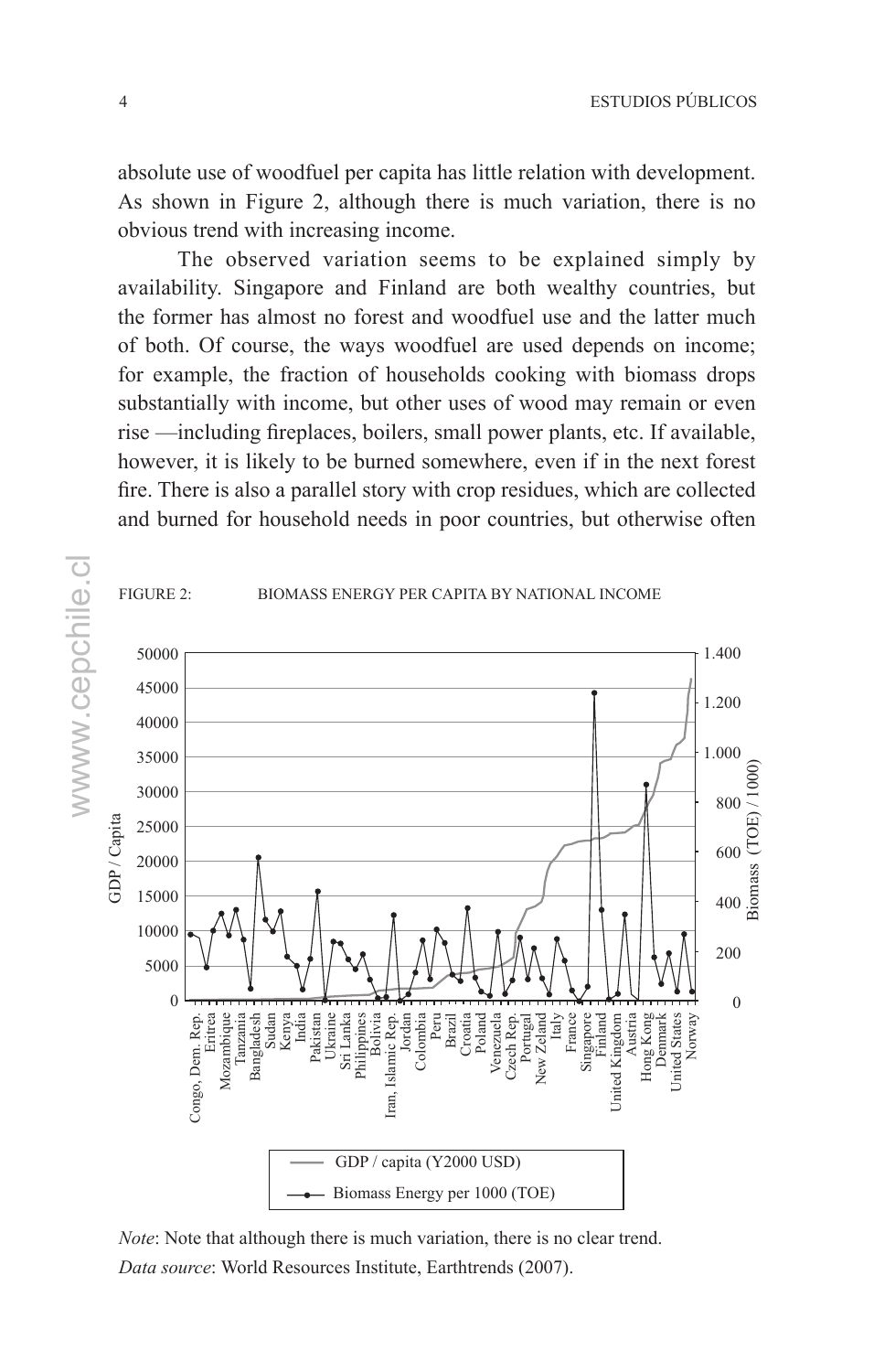absolute use of woodfuel per capita has little relation with development. As shown in Figure 2, although there is much variation, there is no obvious trend with increasing income.

The observed variation seems to be explained simply by availability. Singapore and Finland are both wealthy countries, but the former has almost no forest and woodfuel use and the latter much of both. Of course, the ways woodfuel are used depends on income; for example, the fraction of households cooking with biomass drops substantially with income, but other uses of wood may remain or even rise —including fireplaces, boilers, small power plants, etc. If available, however, it is likely to be burned somewhere, even if in the next forest fire. There is also a parallel story with crop residues, which are collected and burned for household needs in poor countries, but otherwise often

FIGURE 2: BIOMASS ENERGY PER CAPITA BY NATIONAL INCOME

*Note*: Note that although there is much variation, there is no clear trend.

*Data source*: World Resources Institute, Earthtrends (2007).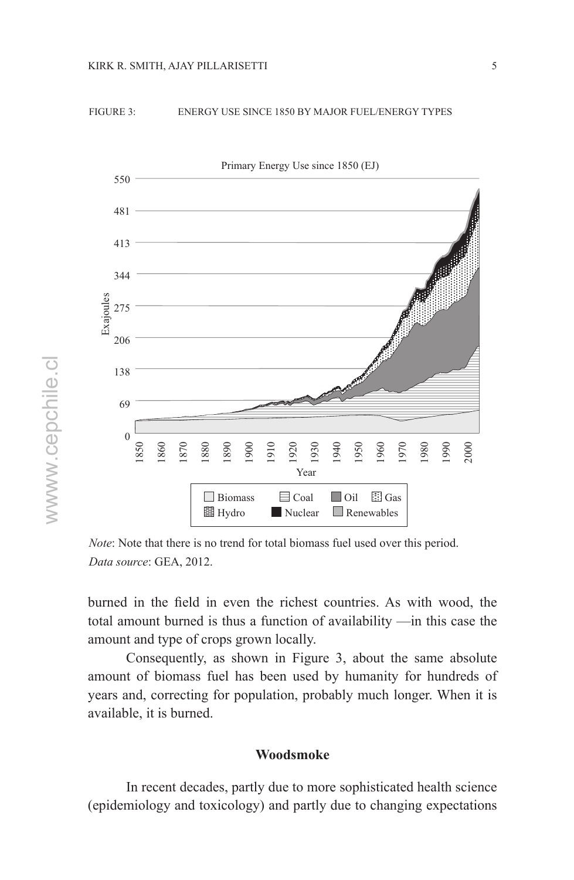FIGURE 3: ENERGY USE SINCE 1850 BY MAJOR FUEL/ENERGY TYPES

*Note*: Note that there is no trend for total biomass fuel used over this period.
*Data source*: GEA, 2012.

burned in the field in even the richest countries. As with wood, the total amount burned is thus a function of availability —in this case the amount and type of crops grown locally.

Consequently, as shown in Figure 3, about the same absolute amount of biomass fuel has been used by humanity for hundreds of years and, correcting for population, probably much longer. When it is available, it is burned.

### Woodsmoke

In recent decades, partly due to more sophisticated health science (epidemiology and toxicology) and partly due to changing expectations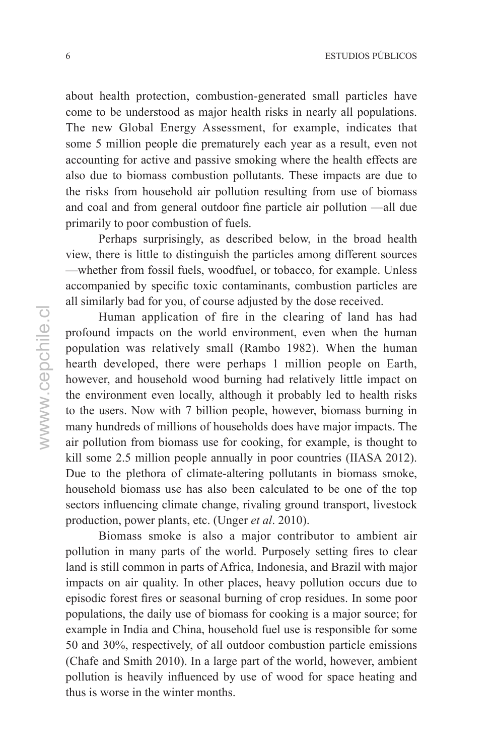about health protection, combustion-generated small particles have come to be understood as major health risks in nearly all populations. The new Global Energy Assessment, for example, indicates that some 5 million people die prematurely each year as a result, even not accounting for active and passive smoking where the health effects are also due to biomass combustion pollutants. These impacts are due to the risks from household air pollution resulting from use of biomass and coal and from general outdoor fine particle air pollution —all due primarily to poor combustion of fuels.

Perhaps surprisingly, as described below, in the broad health view, there is little to distinguish the particles among different sources —whether from fossil fuels, woodfuel, or tobacco, for example. Unless accompanied by specific toxic contaminants, combustion particles are all similarly bad for you, of course adjusted by the dose received.

Human application of fire in the clearing of land has had profound impacts on the world environment, even when the human population was relatively small (Rambo 1982). When the human hearth developed, there were perhaps 1 million people on Earth, however, and household wood burning had relatively little impact on the environment even locally, although it probably led to health risks to the users. Now with 7 billion people, however, biomass burning in many hundreds of millions of households does have major impacts. The air pollution from biomass use for cooking, for example, is thought to kill some 2.5 million people annually in poor countries (IIASA 2012). Due to the plethora of climate-altering pollutants in biomass smoke, household biomass use has also been calculated to be one of the top sectors influencing climate change, rivaling ground transport, livestock production, power plants, etc. (Unger *et al*. 2010).

Biomass smoke is also a major contributor to ambient air pollution in many parts of the world. Purposely setting fires to clear land is still common in parts of Africa, Indonesia, and Brazil with major impacts on air quality. In other places, heavy pollution occurs due to episodic forest fires or seasonal burning of crop residues. In some poor populations, the daily use of biomass for cooking is a major source; for example in India and China, household fuel use is responsible for some 50 and 30%, respectively, of all outdoor combustion particle emissions (Chafe and Smith 2010). In a large part of the world, however, ambient pollution is heavily influenced by use of wood for space heating and thus is worse in the winter months.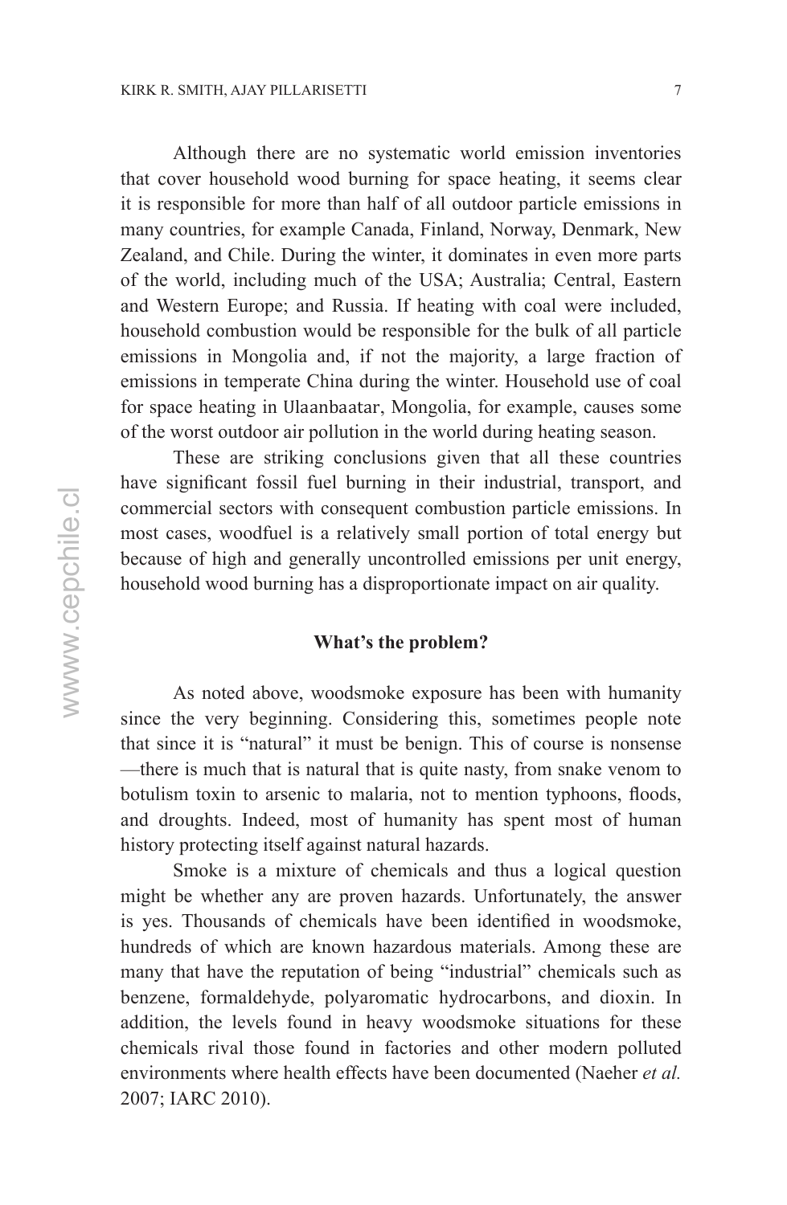Although there are no systematic world emission inventories that cover household wood burning for space heating, it seems clear it is responsible for more than half of all outdoor particle emissions in many countries, for example Canada, Finland, Norway, Denmark, New Zealand, and Chile. During the winter, it dominates in even more parts of the world, including much of the USA; Australia; Central, Eastern and Western Europe; and Russia. If heating with coal were included, household combustion would be responsible for the bulk of all particle emissions in Mongolia and, if not the majority, a large fraction of emissions in temperate China during the winter. Household use of coal for space heating in Ulaanbaatar, Mongolia, for example, causes some of the worst outdoor air pollution in the world during heating season.

These are striking conclusions given that all these countries have significant fossil fuel burning in their industrial, transport, and commercial sectors with consequent combustion particle emissions. In most cases, woodfuel is a relatively small portion of total energy but because of high and generally uncontrolled emissions per unit energy, household wood burning has a disproportionate impact on air quality.

## What's the problem?

As noted above, woodsmoke exposure has been with humanity since the very beginning. Considering this, sometimes people note that since it is "natural" it must be benign. This of course is nonsense —there is much that is natural that is quite nasty, from snake venom to botulism toxin to arsenic to malaria, not to mention typhoons, floods, and droughts. Indeed, most of humanity has spent most of human history protecting itself against natural hazards.

Smoke is a mixture of chemicals and thus a logical question might be whether any are proven hazards. Unfortunately, the answer is yes. Thousands of chemicals have been identified in woodsmoke, hundreds of which are known hazardous materials. Among these are many that have the reputation of being "industrial" chemicals such as benzene, formaldehyde, polyaromatic hydrocarbons, and dioxin. In addition, the levels found in heavy woodsmoke situations for these chemicals rival those found in factories and other modern polluted environments where health effects have been documented (Naeher *et al.* 2007; IARC 2010).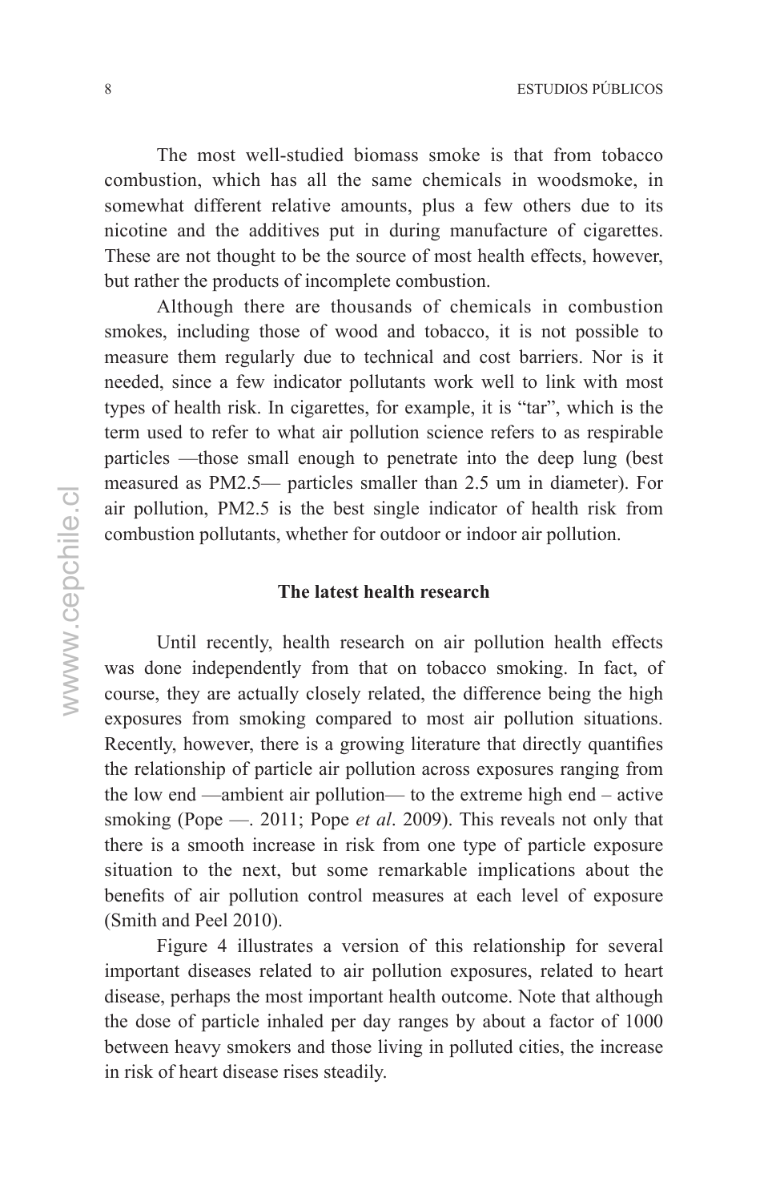The most well-studied biomass smoke is that from tobacco combustion, which has all the same chemicals in woodsmoke, in somewhat different relative amounts, plus a few others due to its nicotine and the additives put in during manufacture of cigarettes. These are not thought to be the source of most health effects, however, but rather the products of incomplete combustion.

Although there are thousands of chemicals in combustion smokes, including those of wood and tobacco, it is not possible to measure them regularly due to technical and cost barriers. Nor is it needed, since a few indicator pollutants work well to link with most types of health risk. In cigarettes, for example, it is "tar", which is the term used to refer to what air pollution science refers to as respirable particles —those small enough to penetrate into the deep lung (best measured as PM2.5— particles smaller than 2.5 um in diameter). For air pollution, PM2.5 is the best single indicator of health risk from combustion pollutants, whether for outdoor or indoor air pollution.

## The latest health research

Until recently, health research on air pollution health effects was done independently from that on tobacco smoking. In fact, of course, they are actually closely related, the difference being the high exposures from smoking compared to most air pollution situations. Recently, however, there is a growing literature that directly quantifies the relationship of particle air pollution across exposures ranging from the low end —ambient air pollution— to the extreme high end – active smoking (Pope —. 2011; Pope *et al*. 2009). This reveals not only that there is a smooth increase in risk from one type of particle exposure situation to the next, but some remarkable implications about the benefits of air pollution control measures at each level of exposure (Smith and Peel 2010).

Figure 4 illustrates a version of this relationship for several important diseases related to air pollution exposures, related to heart disease, perhaps the most important health outcome. Note that although the dose of particle inhaled per day ranges by about a factor of 1000 between heavy smokers and those living in polluted cities, the increase in risk of heart disease rises steadily.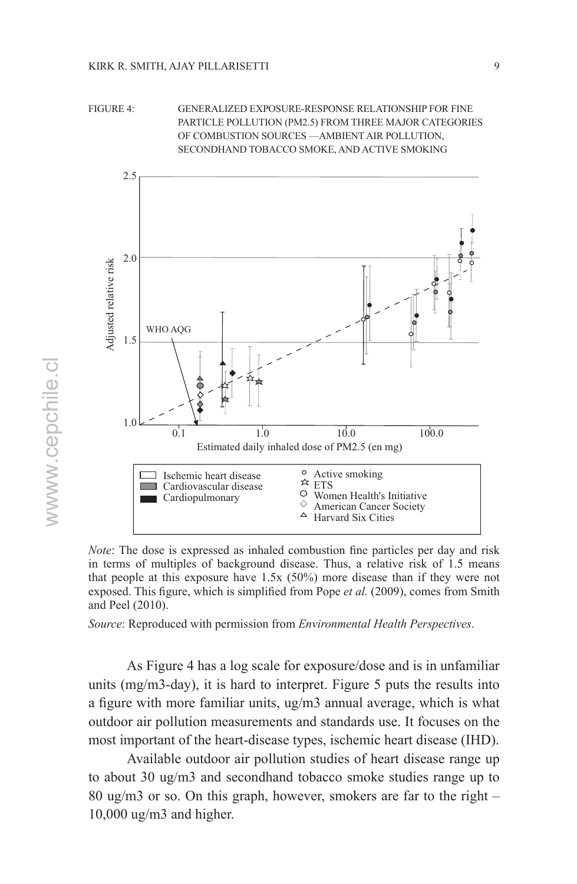FIGURE 4: GENERALIZED EXPOSURE-RESPONSE RELATIONSHIP FOR FINE PARTICLE POLLUTION (PM2.5) FROM THREE MAJOR CATEGORIES OF COMBUSTION SOURCES —AMBIENT AIR POLLUTION, SECONDHAND TOBACCO SMOKE, AND ACTIVE SMOKING

*Note*: The dose is expressed as inhaled combustion fine particles per day and risk in terms of multiples of background disease. Thus, a relative risk of 1.5 means that people at this exposure have 1.5x (50%) more disease than if they were not exposed. This figure, which is simplified from Pope *et al.* (2009), comes from Smith and Peel (2010).

*Source*: Reproduced with permission from *Environmental Health Perspectives*.

As Figure 4 has a log scale for exposure/dose and is in unfamiliar units (mg/m3-day), it is hard to interpret. Figure 5 puts the results into a figure with more familiar units, ug/m3 annual average, which is what outdoor air pollution measurements and standards use. It focuses on the most important of the heart-disease types, ischemic heart disease (IHD).

Available outdoor air pollution studies of heart disease range up to about 30 ug/m3 and secondhand tobacco smoke studies range up to 80 ug/m3 or so. On this graph, however, smokers are far to the right – 10,000 ug/m3 and higher.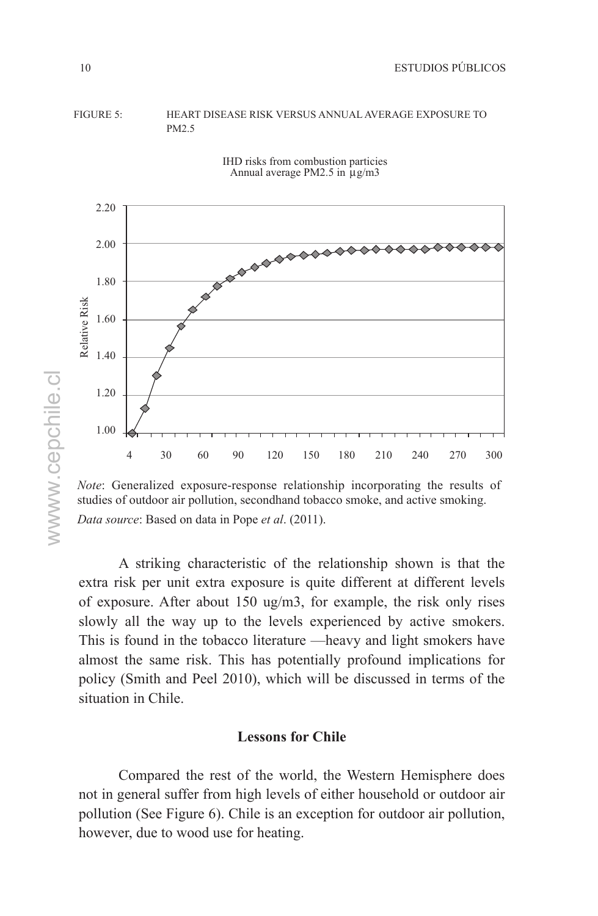FIGURE 5: HEART DISEASE RISK VERSUS ANNUAL AVERAGE EXPOSURE TO PM2.5

IHD risks from combustion particies
Annual average PM2.5 in µg/m3

*Note*: Generalized exposure-response relationship incorporating the results of studies of outdoor air pollution, secondhand tobacco smoke, and active smoking.

*Data source*: Based on data in Pope *et al*. (2011).

A striking characteristic of the relationship shown is that the extra risk per unit extra exposure is quite different at different levels of exposure. After about 150 ug/m3, for example, the risk only rises slowly all the way up to the levels experienced by active smokers. This is found in the tobacco literature —heavy and light smokers have almost the same risk. This has potentially profound implications for policy (Smith and Peel 2010), which will be discussed in terms of the situation in Chile.

## Lessons for Chile

Compared the rest of the world, the Western Hemisphere does not in general suffer from high levels of either household or outdoor air pollution (See Figure 6). Chile is an exception for outdoor air pollution, however, due to wood use for heating.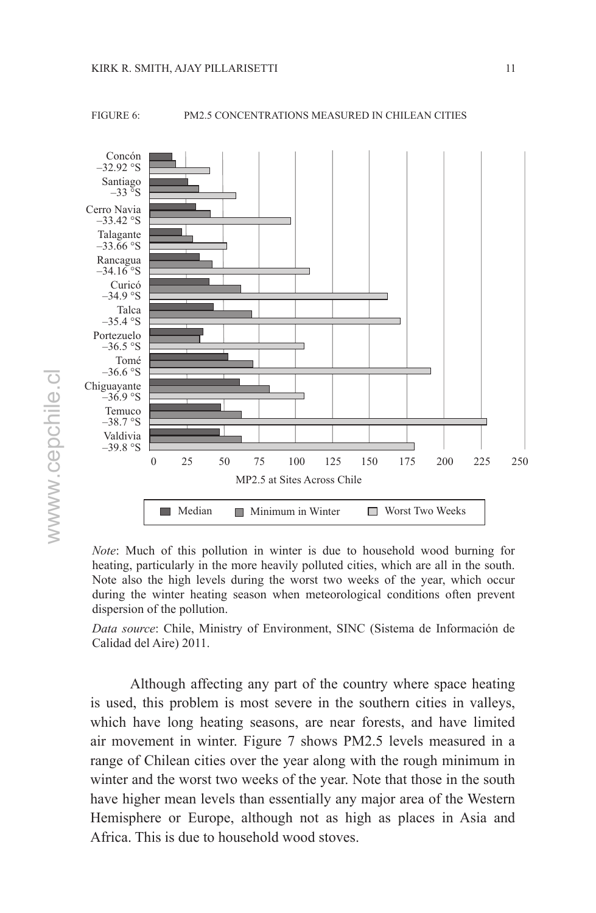FIGURE 6: PM2.5 CONCENTRATIONS MEASURED IN CHILEAN CITIES

*Note*: Much of this pollution in winter is due to household wood burning for heating, particularly in the more heavily polluted cities, which are all in the south. Note also the high levels during the worst two weeks of the year, which occur during the winter heating season when meteorological conditions often prevent dispersion of the pollution.

*Data source*: Chile, Ministry of Environment, SINC (Sistema de Información de Calidad del Aire) 2011.

Although affecting any part of the country where space heating is used, this problem is most severe in the southern cities in valleys, which have long heating seasons, are near forests, and have limited air movement in winter. Figure 7 shows PM2.5 levels measured in a range of Chilean cities over the year along with the rough minimum in winter and the worst two weeks of the year. Note that those in the south have higher mean levels than essentially any major area of the Western Hemisphere or Europe, although not as high as places in Asia and Africa. This is due to household wood stoves.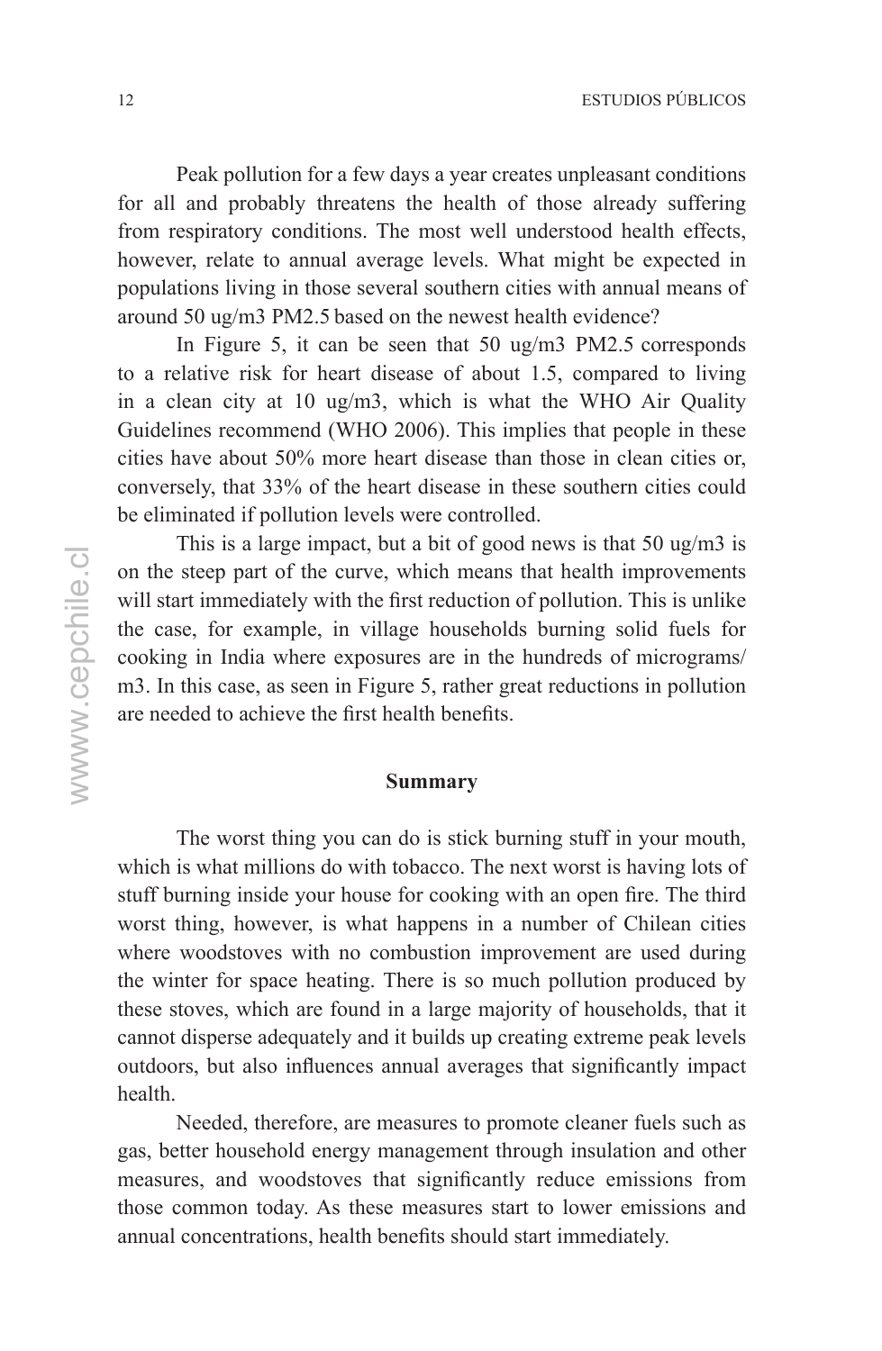Peak pollution for a few days a year creates unpleasant conditions for all and probably threatens the health of those already suffering from respiratory conditions. The most well understood health effects, however, relate to annual average levels. What might be expected in populations living in those several southern cities with annual means of around 50 ug/m3 PM2.5 based on the newest health evidence?

In Figure 5, it can be seen that 50 ug/m3 PM2.5 corresponds to a relative risk for heart disease of about 1.5, compared to living in a clean city at 10 ug/m3, which is what the WHO Air Quality Guidelines recommend (WHO 2006). This implies that people in these cities have about 50% more heart disease than those in clean cities or, conversely, that 33% of the heart disease in these southern cities could be eliminated if pollution levels were controlled.

This is a large impact, but a bit of good news is that 50 ug/m3 is on the steep part of the curve, which means that health improvements will start immediately with the first reduction of pollution. This is unlike the case, for example, in village households burning solid fuels for cooking in India where exposures are in the hundreds of micrograms/m3. In this case, as seen in Figure 5, rather great reductions in pollution are needed to achieve the first health benefits.

## Summary

The worst thing you can do is stick burning stuff in your mouth, which is what millions do with tobacco. The next worst is having lots of stuff burning inside your house for cooking with an open fire. The third worst thing, however, is what happens in a number of Chilean cities where woodstoves with no combustion improvement are used during the winter for space heating. There is so much pollution produced by these stoves, which are found in a large majority of households, that it cannot disperse adequately and it builds up creating extreme peak levels outdoors, but also influences annual averages that significantly impact health.

Needed, therefore, are measures to promote cleaner fuels such as gas, better household energy management through insulation and other measures, and woodstoves that significantly reduce emissions from those common today. As these measures start to lower emissions and annual concentrations, health benefits should start immediately.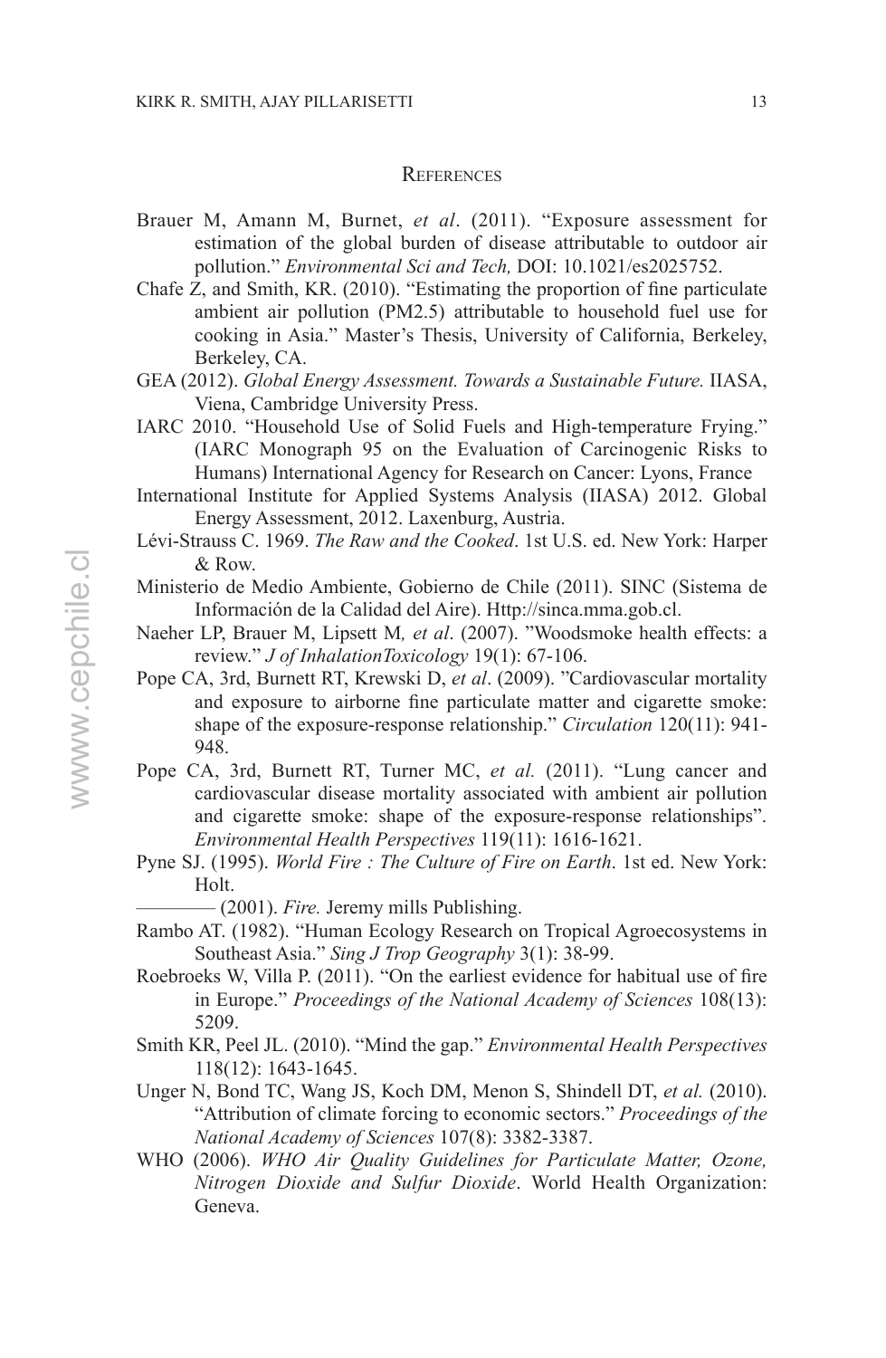## References

Brauer M, Amann M, Burnet, *et al*. (2011). "Exposure assessment for estimation of the global burden of disease attributable to outdoor air pollution." *Environmental Sci and Tech,* DOI: 10.1021/es2025752.

Chafe Z, and Smith, KR. (2010). "Estimating the proportion of fine particulate ambient air pollution (PM2.5) attributable to household fuel use for cooking in Asia." Master's Thesis, University of California, Berkeley, Berkeley, CA.

GEA (2012). *Global Energy Assessment. Towards a Sustainable Future.* IIASA, Viena, Cambridge University Press.

IARC 2010. "Household Use of Solid Fuels and High-temperature Frying." (IARC Monograph 95 on the Evaluation of Carcinogenic Risks to Humans) International Agency for Research on Cancer: Lyons, France

International Institute for Applied Systems Analysis (IIASA) 2012. Global Energy Assessment, 2012. Laxenburg, Austria.

Lévi-Strauss C. 1969. *The Raw and the Cooked*. 1st U.S. ed. New York: Harper & Row.

Ministerio de Medio Ambiente, Gobierno de Chile (2011). SINC (Sistema de Información de la Calidad del Aire). Http://sinca.mma.gob.cl.

Naeher LP, Brauer M, Lipsett M*, et al*. (2007). "Woodsmoke health effects: a review." *J of InhalationToxicology* 19(1): 67-106.

Pope CA, 3rd, Burnett RT, Krewski D, *et al*. (2009). "Cardiovascular mortality and exposure to airborne fine particulate matter and cigarette smoke: shape of the exposure-response relationship." *Circulation* 120(11): 941-948.

Pope CA, 3rd, Burnett RT, Turner MC, *et al.* (2011). "Lung cancer and cardiovascular disease mortality associated with ambient air pollution and cigarette smoke: shape of the exposure-response relationships". *Environmental Health Perspectives* 119(11): 1616-1621.

Pyne SJ. (1995). *World Fire : The Culture of Fire on Earth*. 1st ed. New York: Holt.

———— (2001). *Fire.* Jeremy mills Publishing.

Rambo AT. (1982). "Human Ecology Research on Tropical Agroecosystems in Southeast Asia." *Sing J Trop Geography* 3(1): 38-99.

Roebroeks W, Villa P. (2011). "On the earliest evidence for habitual use of fire in Europe." *Proceedings of the National Academy of Sciences* 108(13): 5209.

Smith KR, Peel JL. (2010). "Mind the gap." *Environmental Health Perspectives* 118(12): 1643-1645.

Unger N, Bond TC, Wang JS, Koch DM, Menon S, Shindell DT, *et al.* (2010). "Attribution of climate forcing to economic sectors." *Proceedings of the National Academy of Sciences* 107(8): 3382-3387.

WHO (2006). *WHO Air Quality Guidelines for Particulate Matter, Ozone, Nitrogen Dioxide and Sulfur Dioxide*. World Health Organization: Geneva.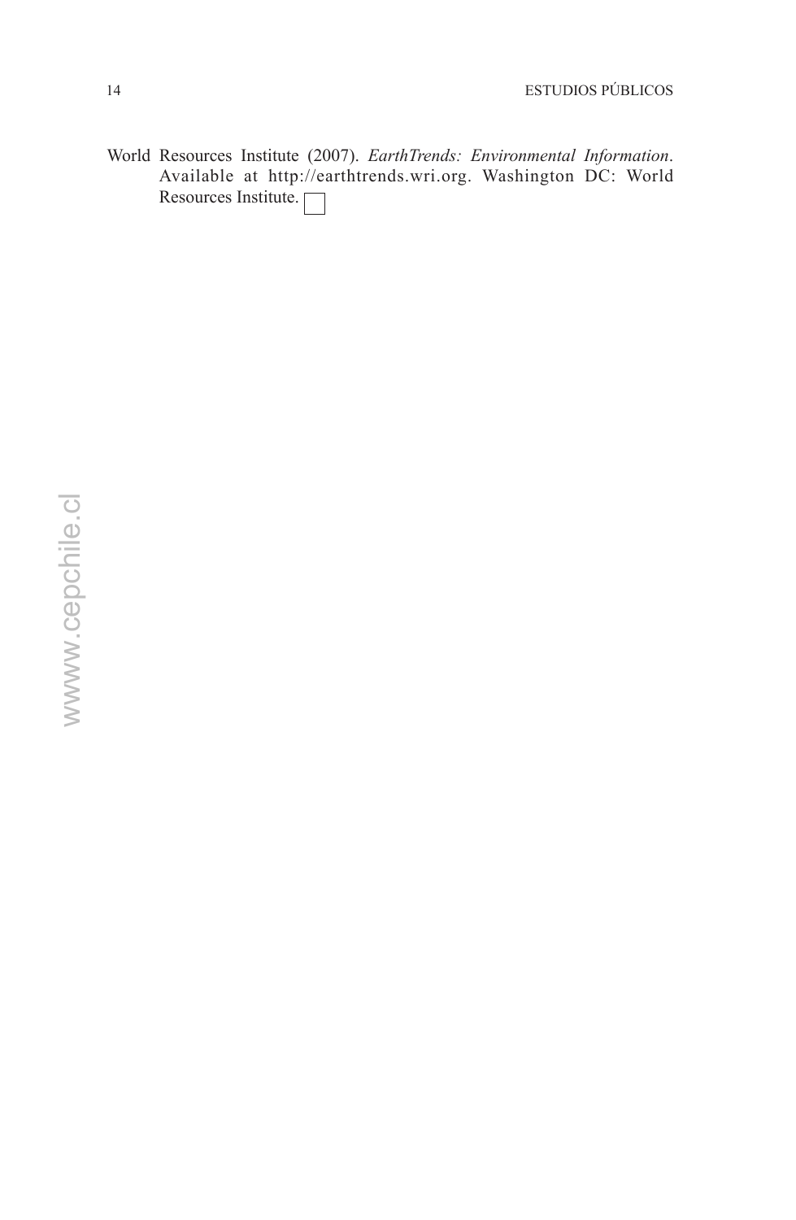World Resources Institute (2007). *EarthTrends: Environmental Information*. Available at http://earthtrends.wri.org. Washington DC: World Resources Institute.